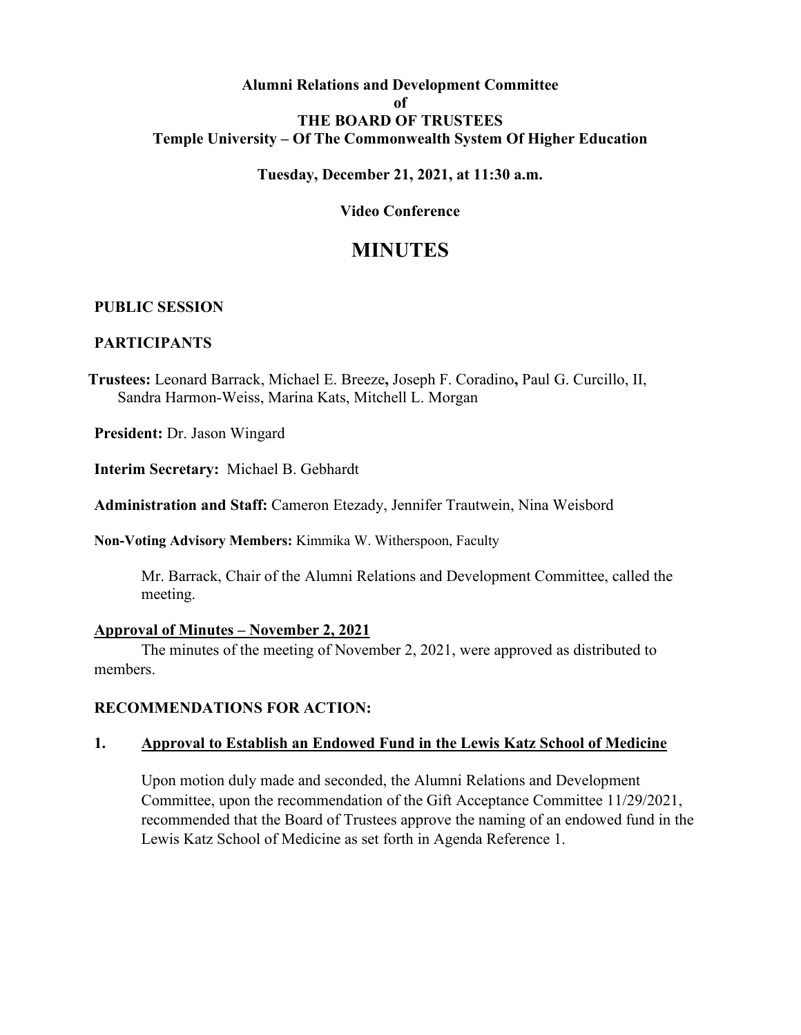**Alumni Relations and Development Committee**
**of**
**THE BOARD OF TRUSTEES**
**Temple University – Of The Commonwealth System Of Higher Education**

**Tuesday, December 21, 2021, at 11:30 a.m.**

**Video Conference**

# MINUTES

**PUBLIC SESSION**

**PARTICIPANTS**

**Trustees:** Leonard Barrack, Michael E. Breeze**,** Joseph F. Coradino**,** Paul G. Curcillo, II, Sandra Harmon-Weiss, Marina Kats, Mitchell L. Morgan

**President:** Dr. Jason Wingard

**Interim Secretary:** Michael B. Gebhardt

**Administration and Staff:** Cameron Etezady, Jennifer Trautwein, Nina Weisbord

**Non-Voting Advisory Members:** Kimmika W. Witherspoon, Faculty

Mr. Barrack, Chair of the Alumni Relations and Development Committee, called the meeting.

**Approval of Minutes – November 2, 2021**

The minutes of the meeting of November 2, 2021, were approved as distributed to members.

**RECOMMENDATIONS FOR ACTION:**

**1. Approval to Establish an Endowed Fund in the Lewis Katz School of Medicine**

Upon motion duly made and seconded, the Alumni Relations and Development Committee, upon the recommendation of the Gift Acceptance Committee 11/29/2021, recommended that the Board of Trustees approve the naming of an endowed fund in the Lewis Katz School of Medicine as set forth in Agenda Reference 1.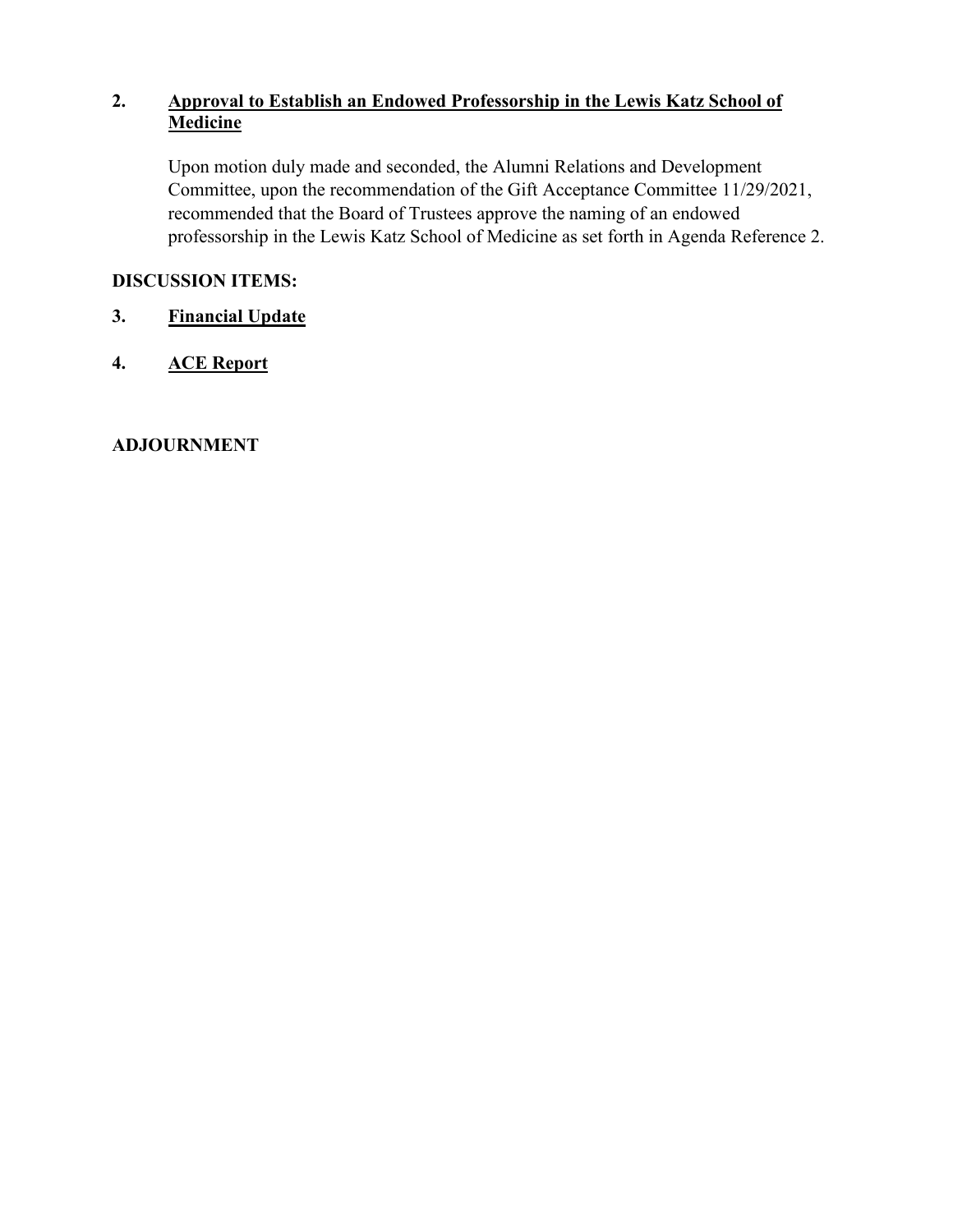**2. <u>Approval to Establish an Endowed Professorship in the Lewis Katz School of Medicine</u>**

Upon motion duly made and seconded, the Alumni Relations and Development Committee, upon the recommendation of the Gift Acceptance Committee 11/29/2021, recommended that the Board of Trustees approve the naming of an endowed professorship in the Lewis Katz School of Medicine as set forth in Agenda Reference 2.

**DISCUSSION ITEMS:**

**3. <u>Financial Update</u>**

**4. <u>ACE Report</u>**

**ADJOURNMENT**